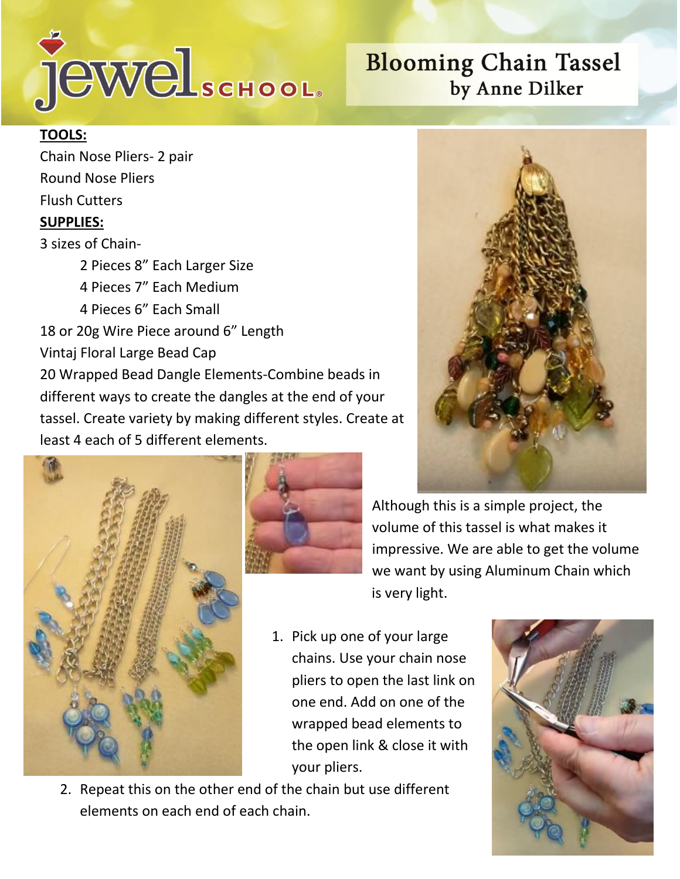# Blooming Chain Tassel

by Anne Dilker

**TOOLS:**

Chain Nose Pliers- 2 pair

Round Nose Pliers

Flush Cutters

**SUPPLIES:**

3 sizes of Chain-

- 2 Pieces 8" Each Larger Size
- 4 Pieces 7" Each Medium
- 4 Pieces 6" Each Small

18 or 20g Wire Piece around 6" Length

Vintaj Floral Large Bead Cap

20 Wrapped Bead Dangle Elements-Combine beads in different ways to create the dangles at the end of your tassel. Create variety by making different styles. Create at least 4 each of 5 different elements.

Although this is a simple project, the volume of this tassel is what makes it impressive. We are able to get the volume we want by using Aluminum Chain which is very light.

1. Pick up one of your large chains. Use your chain nose pliers to open the last link on one end. Add on one of the wrapped bead elements to the open link & close it with your pliers.
2. Repeat this on the other end of the chain but use different elements on each end of each chain.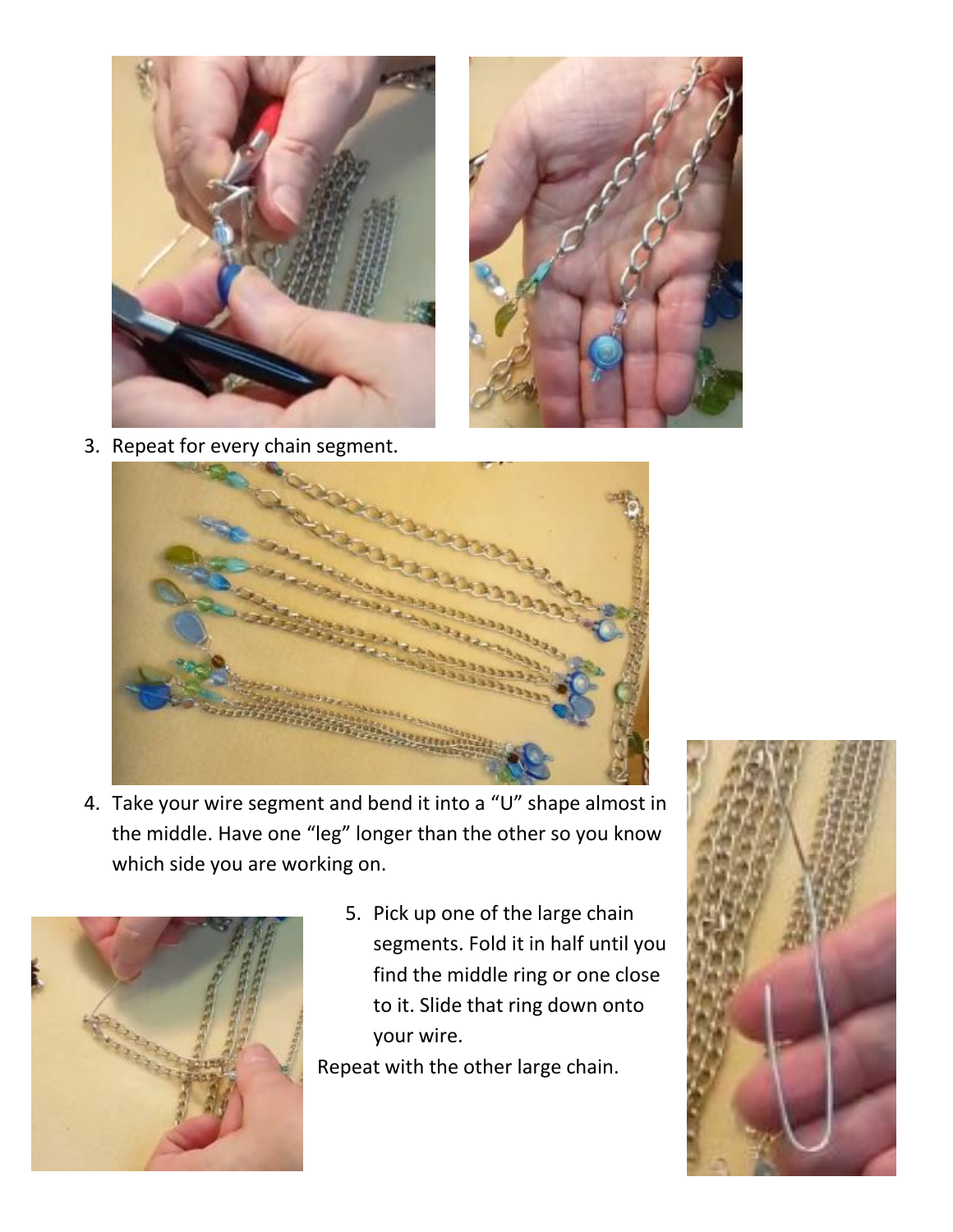3. Repeat for every chain segment.

4. Take your wire segment and bend it into a "U" shape almost in the middle. Have one "leg" longer than the other so you know which side you are working on.

5. Pick up one of the large chain segments. Fold it in half until you find the middle ring or one close to it. Slide that ring down onto your wire.

Repeat with the other large chain.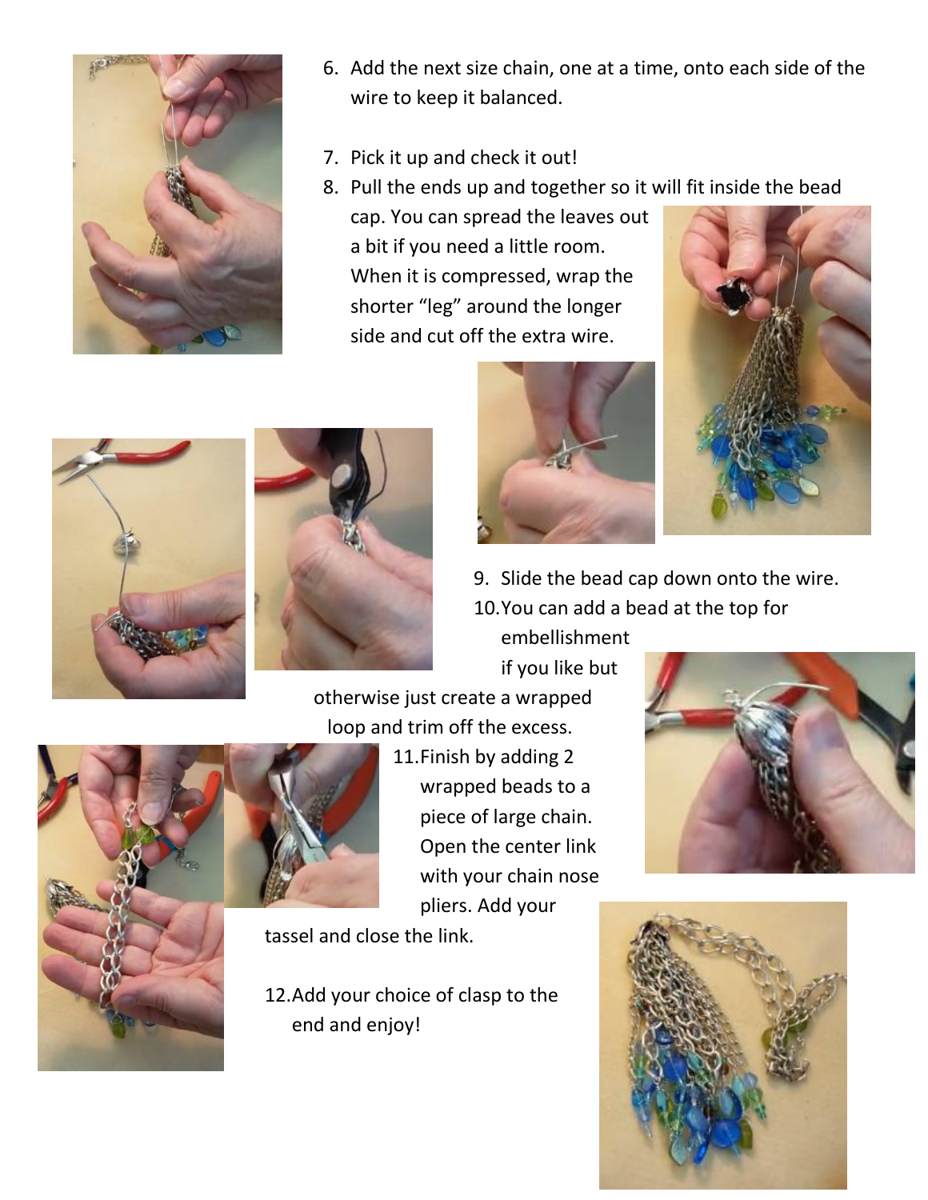6. Add the next size chain, one at a time, onto each side of the wire to keep it balanced.

7. Pick it up and check it out!

8. Pull the ends up and together so it will fit inside the bead cap. You can spread the leaves out a bit if you need a little room. When it is compressed, wrap the shorter “leg” around the longer side and cut off the extra wire.

9. Slide the bead cap down onto the wire.

10. You can add a bead at the top for embellishment if you like but otherwise just create a wrapped loop and trim off the excess.

11. Finish by adding 2 wrapped beads to a piece of large chain. Open the center link with your chain nose pliers. Add your tassel and close the link.

12. Add your choice of clasp to the end and enjoy!